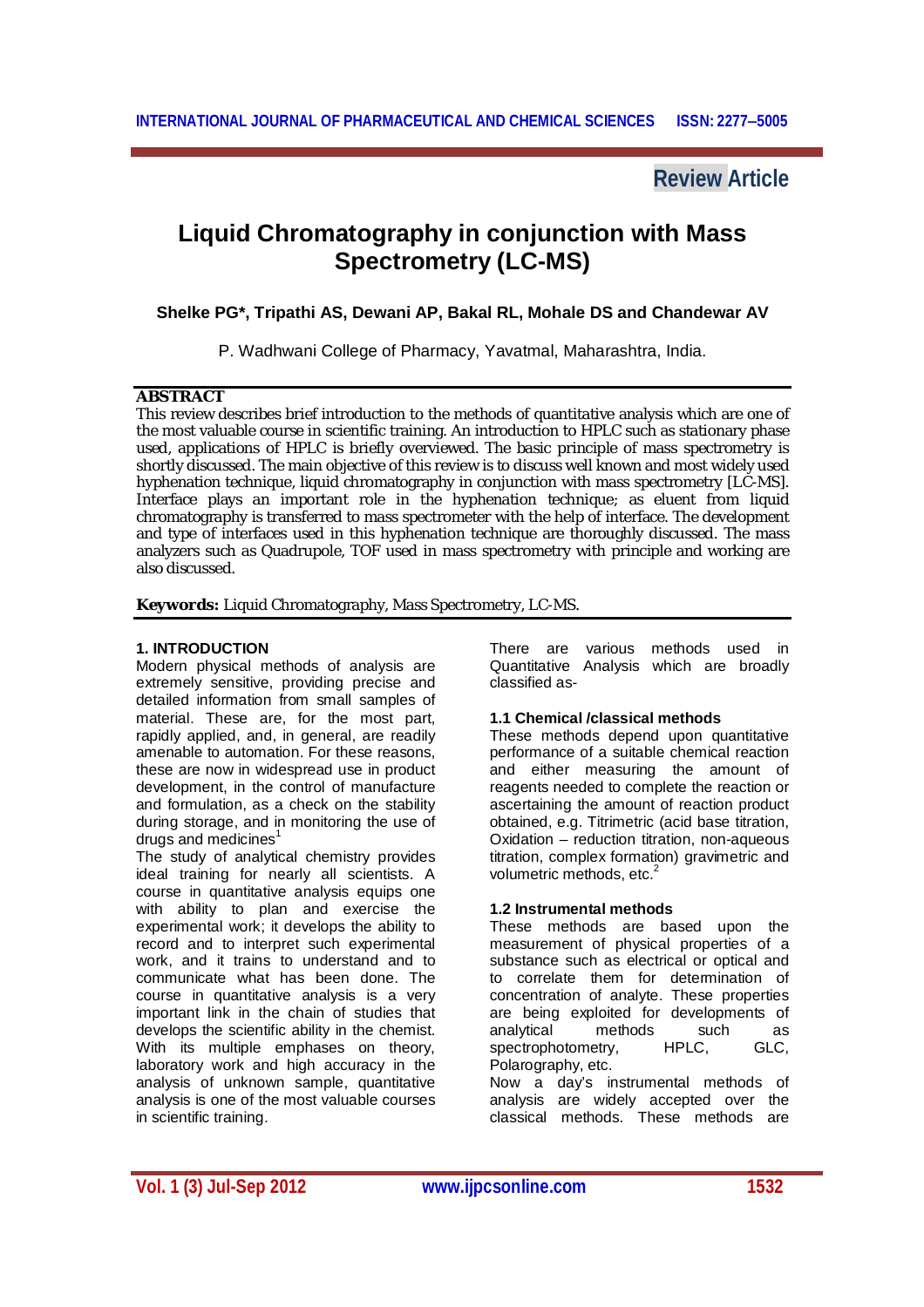Review Article

# Liquid Chromatography in conjunction with Mass Spectrometry (LC-MS)

**Shelke PG*, Tripathi AS, Dewani AP, Bakal RL, Mohale DS and Chandewar AV**

P. Wadhwani College of Pharmacy, Yavatmal, Maharashtra, India.

## ABSTRACT

This review describes brief introduction to the methods of quantitative analysis which are one of the most valuable course in scientific training. An introduction to HPLC such as stationary phase used, applications of HPLC is briefly overviewed. The basic principle of mass spectrometry is shortly discussed. The main objective of this review is to discuss well known and most widely used hyphenation technique, liquid chromatography in conjunction with mass spectrometry [LC-MS]. Interface plays an important role in the hyphenation technique; as eluent from liquid chromatography is transferred to mass spectrometer with the help of interface. The development and type of interfaces used in this hyphenation technique are thoroughly discussed. The mass analyzers such as Quadrupole, TOF used in mass spectrometry with principle and working are also discussed.

**Keywords:** Liquid Chromatography, Mass Spectrometry, LC-MS.

## 1. INTRODUCTION

Modern physical methods of analysis are extremely sensitive, providing precise and detailed information from small samples of material. These are, for the most part, rapidly applied, and, in general, are readily amenable to automation. For these reasons, these are now in widespread use in product development, in the control of manufacture and formulation, as a check on the stability during storage, and in monitoring the use of drugs and medicines[1]

The study of analytical chemistry provides ideal training for nearly all scientists. A course in quantitative analysis equips one with ability to plan and exercise the experimental work; it develops the ability to record and to interpret such experimental work, and it trains to understand and to communicate what has been done. The course in quantitative analysis is a very important link in the chain of studies that develops the scientific ability in the chemist. With its multiple emphases on theory, laboratory work and high accuracy in the analysis of unknown sample, quantitative analysis is one of the most valuable courses in scientific training.

There are various methods used in Quantitative Analysis which are broadly classified as-

### 1.1 Chemical /classical methods

These methods depend upon quantitative performance of a suitable chemical reaction and either measuring the amount of reagents needed to complete the reaction or ascertaining the amount of reaction product obtained, e.g. Titrimetric (acid base titration, Oxidation – reduction titration, non-aqueous titration, complex formation) gravimetric and volumetric methods, etc.[2]

### 1.2 Instrumental methods

These methods are based upon the measurement of physical properties of a substance such as electrical or optical and to correlate them for determination of concentration of analyte. These properties are being exploited for developments of analytical methods such as spectrophotometry, HPLC, GLC, Polarography, etc.

Now a day's instrumental methods of analysis are widely accepted over the classical methods. These methods are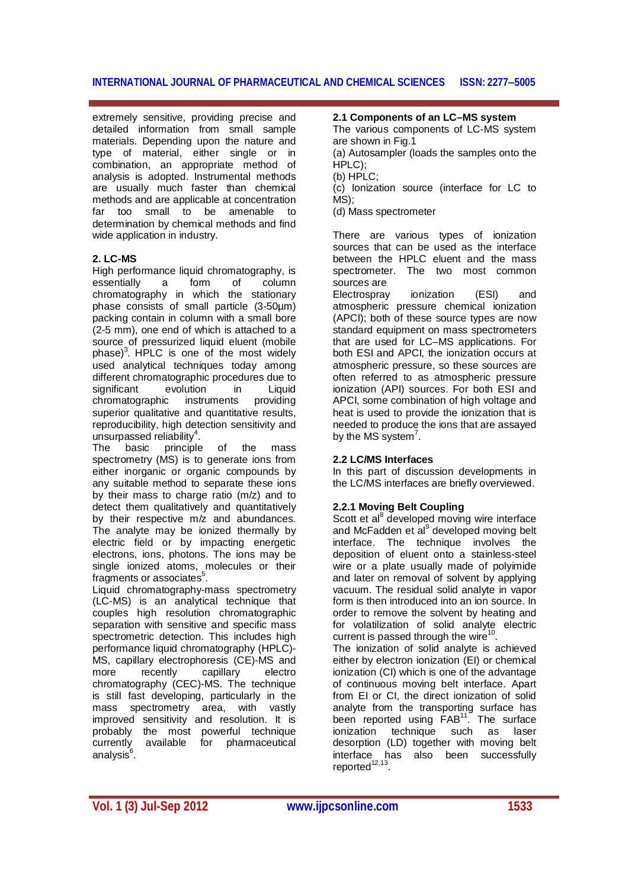extremely sensitive, providing precise and detailed information from small sample materials. Depending upon the nature and type of material, either single or in combination, an appropriate method of analysis is adopted. Instrumental methods are usually much faster than chemical methods and are applicable at concentration far too small to be amenable to determination by chemical methods and find wide application in industry.

## 2. LC-MS

High performance liquid chromatography, is essentially a form of column chromatography in which the stationary phase consists of small particle (3-50µm) packing contain in column with a small bore (2-5 mm), one end of which is attached to a source of pressurized liquid eluent (mobile phase)[3]. HPLC is one of the most widely used analytical techniques today among different chromatographic procedures due to significant evolution in Liquid chromatographic instruments providing superior qualitative and quantitative results, reproducibility, high detection sensitivity and unsurpassed reliability[4].

The basic principle of the mass spectrometry (MS) is to generate ions from either inorganic or organic compounds by any suitable method to separate these ions by their mass to charge ratio (m/z) and to detect them qualitatively and quantitatively by their respective m/z and abundances. The analyte may be ionized thermally by electric field or by impacting energetic electrons, ions, photons. The ions may be single ionized atoms, molecules or their fragments or associates[5].

Liquid chromatography-mass spectrometry (LC-MS) is an analytical technique that couples high resolution chromatographic separation with sensitive and specific mass spectrometric detection. This includes high performance liquid chromatography (HPLC)-MS, capillary electrophoresis (CE)-MS and more recently capillary electro chromatography (CEC)-MS. The technique is still fast developing, particularly in the mass spectrometry area, with vastly improved sensitivity and resolution. It is probably the most powerful technique currently available for pharmaceutical analysis[6].

### 2.1 Components of an LC–MS system

The various components of LC-MS system are shown in Fig.1

(a) Autosampler (loads the samples onto the HPLC);
(b) HPLC;
(c) Ionization source (interface for LC to MS);
(d) Mass spectrometer

There are various types of ionization sources that can be used as the interface between the HPLC eluent and the mass spectrometer. The two most common sources are

Electrospray ionization (ESI) and atmospheric pressure chemical ionization (APCI); both of these source types are now standard equipment on mass spectrometers that are used for LC–MS applications. For both ESI and APCI, the ionization occurs at atmospheric pressure, so these sources are often referred to as atmospheric pressure ionization (API) sources. For both ESI and APCI, some combination of high voltage and heat is used to provide the ionization that is needed to produce the ions that are assayed by the MS system[7].

### 2.2 LC/MS Interfaces

In this part of discussion developments in the LC/MS interfaces are briefly overviewed.

#### 2.2.1 Moving Belt Coupling

Scott et al[8] developed moving wire interface and McFadden et al[9] developed moving belt interface. The technique involves the deposition of eluent onto a stainless-steel wire or a plate usually made of polyimide and later on removal of solvent by applying vacuum. The residual solid analyte in vapor form is then introduced into an ion source. In order to remove the solvent by heating and for volatilization of solid analyte electric current is passed through the wire[10].

The ionization of solid analyte is achieved either by electron ionization (EI) or chemical ionization (CI) which is one of the advantage of continuous moving belt interface. Apart from EI or CI, the direct ionization of solid analyte from the transporting surface has been reported using FAB[11]. The surface ionization technique such as laser desorption (LD) together with moving belt interface has also been successfully reported[12,13].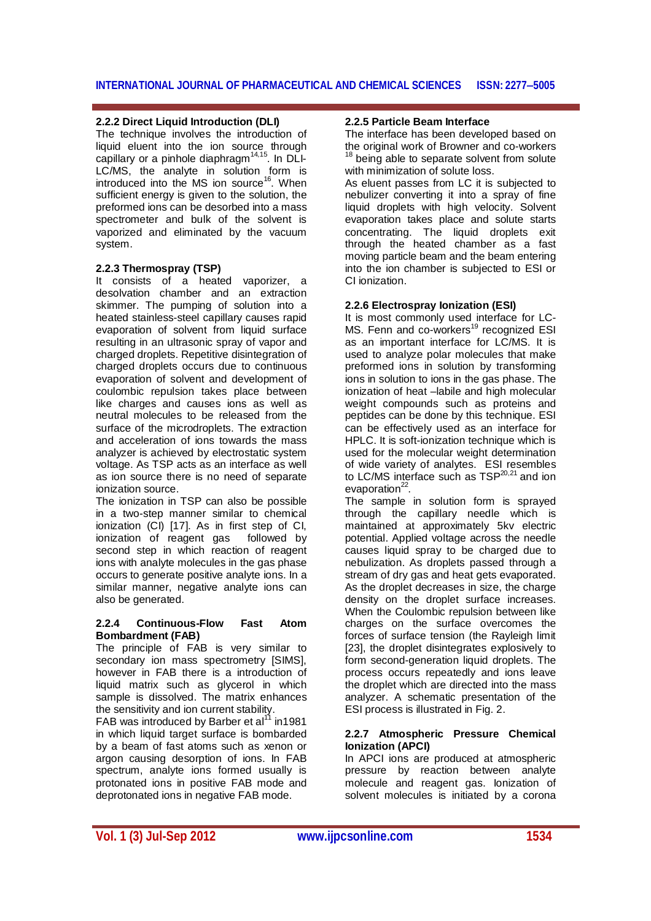### 2.2.2 Direct Liquid Introduction (DLI)

The technique involves the introduction of liquid eluent into the ion source through capillary or a pinhole diaphragm[14,15]. In DLI-LC/MS, the analyte in solution form is introduced into the MS ion source[16]. When sufficient energy is given to the solution, the preformed ions can be desorbed into a mass spectrometer and bulk of the solvent is vaporized and eliminated by the vacuum system.

### 2.2.3 Thermospray (TSP)

It consists of a heated vaporizer, a desolvation chamber and an extraction skimmer. The pumping of solution into a heated stainless-steel capillary causes rapid evaporation of solvent from liquid surface resulting in an ultrasonic spray of vapor and charged droplets. Repetitive disintegration of charged droplets occurs due to continuous evaporation of solvent and development of coulombic repulsion takes place between like charges and causes ions as well as neutral molecules to be released from the surface of the microdroplets. The extraction and acceleration of ions towards the mass analyzer is achieved by electrostatic system voltage. As TSP acts as an interface as well as ion source there is no need of separate ionization source.

The ionization in TSP can also be possible in a two-step manner similar to chemical ionization (CI) [17]. As in first step of CI, ionization of reagent gas followed by second step in which reaction of reagent ions with analyte molecules in the gas phase occurs to generate positive analyte ions. In a similar manner, negative analyte ions can also be generated.

### 2.2.4 Continuous-Flow Fast Atom Bombardment (FAB)

The principle of FAB is very similar to secondary ion mass spectrometry [SIMS], however in FAB there is a introduction of liquid matrix such as glycerol in which sample is dissolved. The matrix enhances the sensitivity and ion current stability.

FAB was introduced by Barber et al[11] in1981 in which liquid target surface is bombarded by a beam of fast atoms such as xenon or argon causing desorption of ions. In FAB spectrum, analyte ions formed usually is protonated ions in positive FAB mode and deprotonated ions in negative FAB mode.

### 2.2.5 Particle Beam Interface

The interface has been developed based on the original work of Browner and co-workers [18] being able to separate solvent from solute with minimization of solute loss.

As eluent passes from LC it is subjected to nebulizer converting it into a spray of fine liquid droplets with high velocity. Solvent evaporation takes place and solute starts concentrating. The liquid droplets exit through the heated chamber as a fast moving particle beam and the beam entering into the ion chamber is subjected to ESI or CI ionization.

### 2.2.6 Electrospray Ionization (ESI)

It is most commonly used interface for LC-MS. Fenn and co-workers[19] recognized ESI as an important interface for LC/MS. It is used to analyze polar molecules that make preformed ions in solution by transforming ions in solution to ions in the gas phase. The ionization of heat –labile and high molecular weight compounds such as proteins and peptides can be done by this technique. ESI can be effectively used as an interface for HPLC. It is soft-ionization technique which is used for the molecular weight determination of wide variety of analytes. ESI resembles to LC/MS interface such as TSP[20,21] and ion evaporation[22].

The sample in solution form is sprayed through the capillary needle which is maintained at approximately 5kv electric potential. Applied voltage across the needle causes liquid spray to be charged due to nebulization. As droplets passed through a stream of dry gas and heat gets evaporated. As the droplet decreases in size, the charge density on the droplet surface increases. When the Coulombic repulsion between like charges on the surface overcomes the forces of surface tension (the Rayleigh limit [23], the droplet disintegrates explosively to form second-generation liquid droplets. The process occurs repeatedly and ions leave the droplet which are directed into the mass analyzer. A schematic presentation of the ESI process is illustrated in Fig. 2.

### 2.2.7 Atmospheric Pressure Chemical Ionization (APCI)

In APCI ions are produced at atmospheric pressure by reaction between analyte molecule and reagent gas. Ionization of solvent molecules is initiated by a corona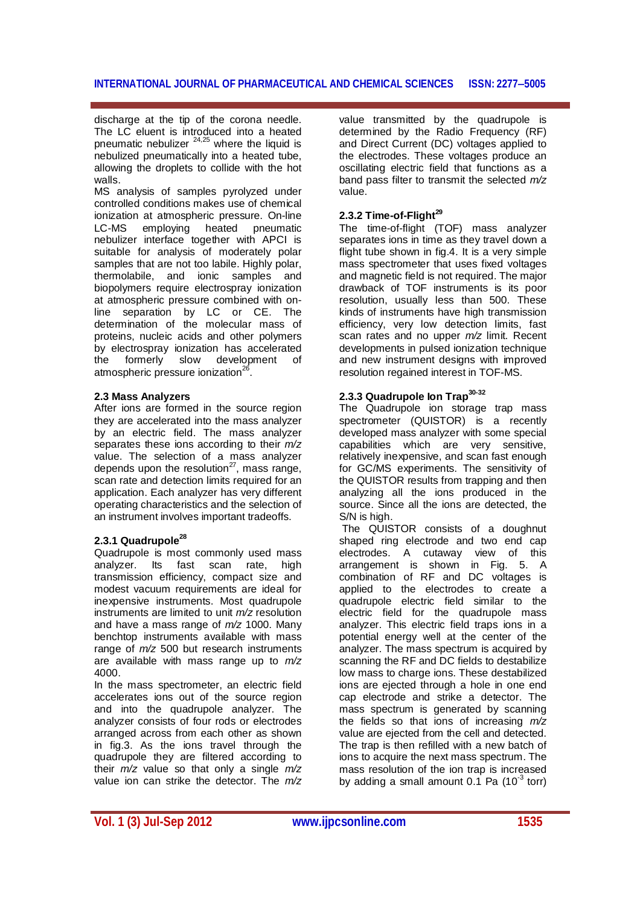discharge at the tip of the corona needle. The LC eluent is introduced into a heated pneumatic nebulizer [24,25] where the liquid is nebulized pneumatically into a heated tube, allowing the droplets to collide with the hot walls.

MS analysis of samples pyrolyzed under controlled conditions makes use of chemical ionization at atmospheric pressure. On-line LC-MS employing heated pneumatic nebulizer interface together with APCI is suitable for analysis of moderately polar samples that are not too labile. Highly polar, thermolabile, and ionic samples and biopolymers require electrospray ionization at atmospheric pressure combined with on-line separation by LC or CE. The determination of the molecular mass of proteins, nucleic acids and other polymers by electrospray ionization has accelerated the formerly slow development of atmospheric pressure ionization[26].

### 2.3 Mass Analyzers

After ions are formed in the source region they are accelerated into the mass analyzer by an electric field. The mass analyzer separates these ions according to their *m/z* value. The selection of a mass analyzer depends upon the resolution[27], mass range, scan rate and detection limits required for an application. Each analyzer has very different operating characteristics and the selection of an instrument involves important tradeoffs.

#### 2.3.1 Quadrupole[28]

Quadrupole is most commonly used mass analyzer. Its fast scan rate, high transmission efficiency, compact size and modest vacuum requirements are ideal for inexpensive instruments. Most quadrupole instruments are limited to unit *m/z* resolution and have a mass range of *m/z* 1000. Many benchtop instruments available with mass range of *m/z* 500 but research instruments are available with mass range up to *m/z* 4000.

In the mass spectrometer, an electric field accelerates ions out of the source region and into the quadrupole analyzer. The analyzer consists of four rods or electrodes arranged across from each other as shown in fig.3. As the ions travel through the quadrupole they are filtered according to their *m/z* value so that only a single *m/z* value ion can strike the detector. The *m/z* value transmitted by the quadrupole is determined by the Radio Frequency (RF) and Direct Current (DC) voltages applied to the electrodes. These voltages produce an oscillating electric field that functions as a band pass filter to transmit the selected *m/z* value.

#### 2.3.2 Time-of-Flight[29]

The time-of-flight (TOF) mass analyzer separates ions in time as they travel down a flight tube shown in fig.4. It is a very simple mass spectrometer that uses fixed voltages and magnetic field is not required. The major drawback of TOF instruments is its poor resolution, usually less than 500. These kinds of instruments have high transmission efficiency, very low detection limits, fast scan rates and no upper *m/z* limit. Recent developments in pulsed ionization technique and new instrument designs with improved resolution regained interest in TOF-MS.

#### 2.3.3 Quadrupole Ion Trap[30-32]

The Quadrupole ion storage trap mass spectrometer (QUISTOR) is a recently developed mass analyzer with some special capabilities which are very sensitive, relatively inexpensive, and scan fast enough for GC/MS experiments. The sensitivity of the QUISTOR results from trapping and then analyzing all the ions produced in the source. Since all the ions are detected, the S/N is high.

The QUISTOR consists of a doughnut shaped ring electrode and two end cap electrodes. A cutaway view of this arrangement is shown in Fig. 5. A combination of RF and DC voltages is applied to the electrodes to create a quadrupole electric field similar to the electric field for the quadrupole mass analyzer. This electric field traps ions in a potential energy well at the center of the analyzer. The mass spectrum is acquired by scanning the RF and DC fields to destabilize low mass to charge ions. These destabilized ions are ejected through a hole in one end cap electrode and strike a detector. The mass spectrum is generated by scanning the fields so that ions of increasing *m/z* value are ejected from the cell and detected. The trap is then refilled with a new batch of ions to acquire the next mass spectrum. The mass resolution of the ion trap is increased by adding a small amount 0.1 Pa ($10^{-3}$ torr)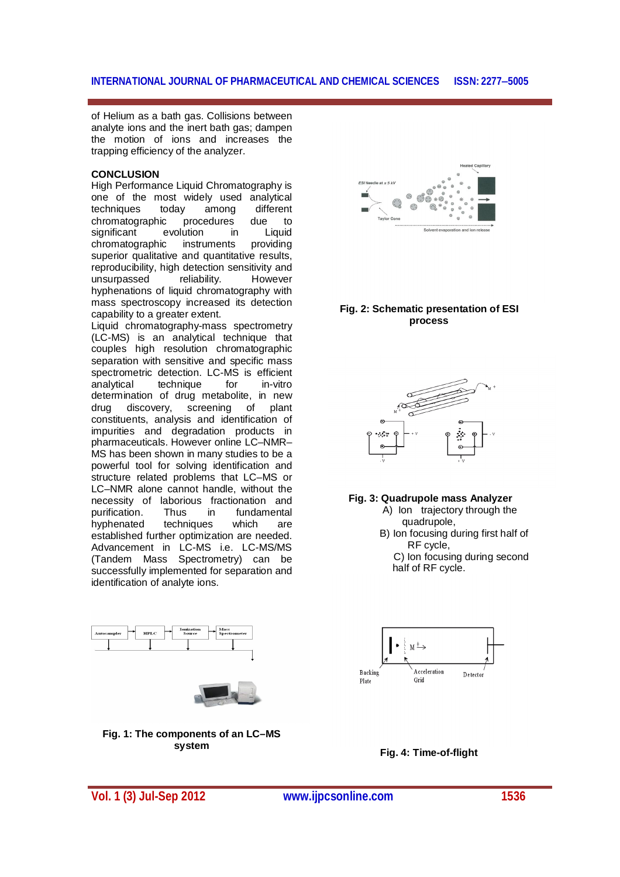of Helium as a bath gas. Collisions between analyte ions and the inert bath gas; dampen the motion of ions and increases the trapping efficiency of the analyzer.

## CONCLUSION

High Performance Liquid Chromatography is one of the most widely used analytical techniques today among different chromatographic procedures due to significant evolution in Liquid chromatographic instruments providing superior qualitative and quantitative results, reproducibility, high detection sensitivity and unsurpassed reliability. However hyphenations of liquid chromatography with mass spectroscopy increased its detection capability to a greater extent.

Liquid chromatography-mass spectrometry (LC-MS) is an analytical technique that couples high resolution chromatographic separation with sensitive and specific mass spectrometric detection. LC-MS is efficient analytical technique for in-vitro determination of drug metabolite, in new drug discovery, screening of plant constituents, analysis and identification of impurities and degradation products in pharmaceuticals. However online LC–NMR–MS has been shown in many studies to be a powerful tool for solving identification and structure related problems that LC–MS or LC–NMR alone cannot handle, without the necessity of laborious fractionation and purification. Thus in fundamental hyphenated techniques which are established further optimization are needed. Advancement in LC-MS i.e. LC-MS/MS (Tandem Mass Spectrometry) can be successfully implemented for separation and identification of analyte ions.

**Fig. 1: The components of an LC–MS system**

**Fig. 2: Schematic presentation of ESI process**

**Fig. 3: Quadrupole mass Analyzer**

A) Ion trajectory through the quadrupole,
B) Ion focusing during first half of RF cycle,
C) Ion focusing during second half of RF cycle.

**Fig. 4: Time-of-flight**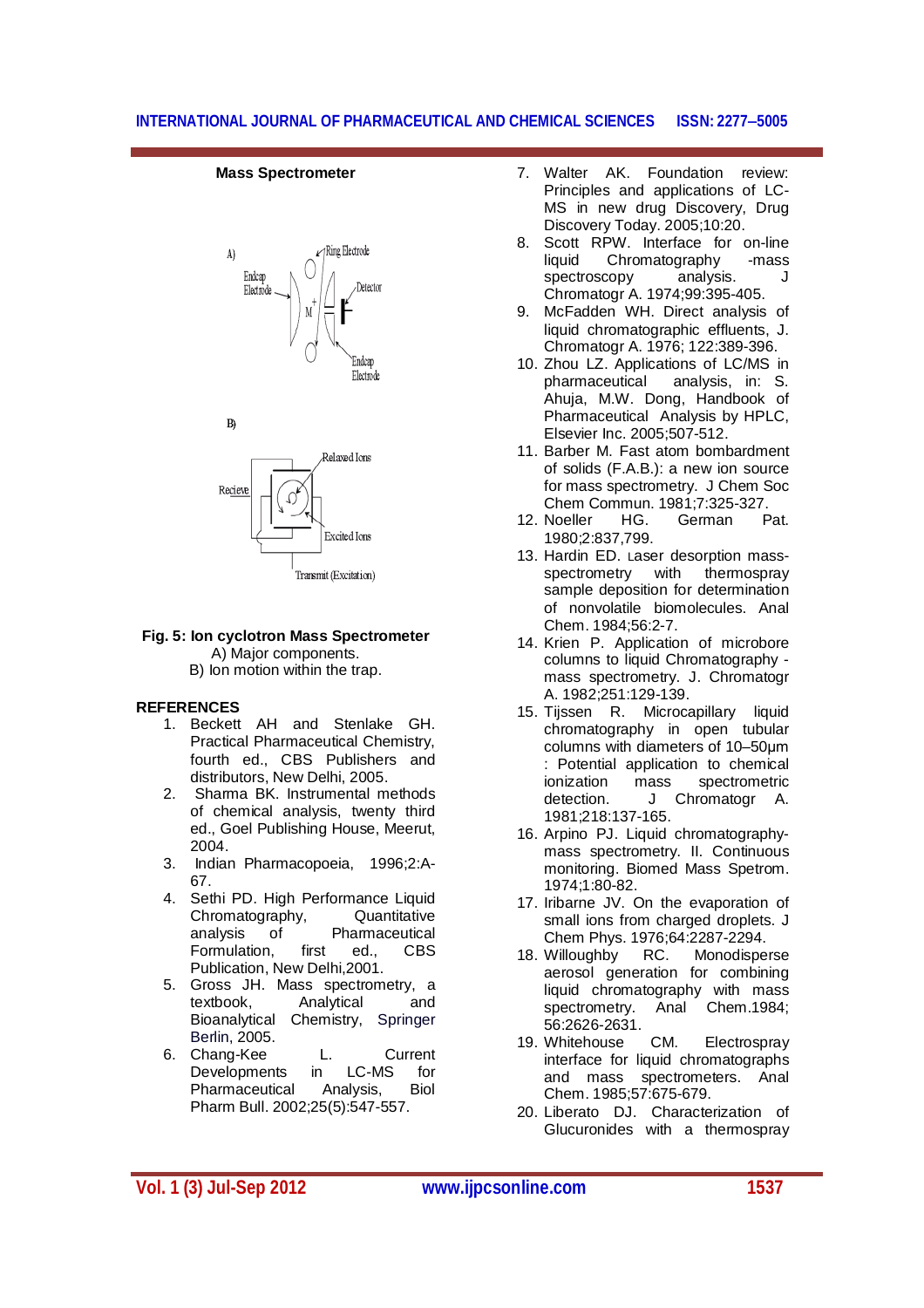**Mass Spectrometer**

**Fig. 5: Ion cyclotron Mass Spectrometer**
A) Major components.
B) Ion motion within the trap.

## REFERENCES

1. Beckett AH and Stenlake GH. Practical Pharmaceutical Chemistry, fourth ed., CBS Publishers and distributors, New Delhi, 2005.
2. Sharma BK. Instrumental methods of chemical analysis, twenty third ed., Goel Publishing House, Meerut, 2004.
3. Indian Pharmacopoeia, 1996;2:A-67.
4. Sethi PD. High Performance Liquid Chromatography, Quantitative analysis of Pharmaceutical Formulation, first ed., CBS Publication, New Delhi,2001.
5. Gross JH. Mass spectrometry, a textbook, Analytical and Bioanalytical Chemistry, Springer Berlin, 2005.
6. Chang-Kee L. Current Developments in LC-MS for Pharmaceutical Analysis, Biol Pharm Bull. 2002;25(5):547-557.
7. Walter AK. Foundation review: Principles and applications of LC-MS in new drug Discovery, Drug Discovery Today. 2005;10:20.
8. Scott RPW. Interface for on-line liquid Chromatography -mass spectroscopy analysis. J Chromatogr A. 1974;99:395-405.
9. McFadden WH. Direct analysis of liquid chromatographic effluents, J. Chromatogr A. 1976; 122:389-396.
10. Zhou LZ. Applications of LC/MS in pharmaceutical analysis, in: S. Ahuja, M.W. Dong, Handbook of Pharmaceutical Analysis by HPLC, Elsevier Inc. 2005;507-512.
11. Barber M. Fast atom bombardment of solids (F.A.B.): a new ion source for mass spectrometry. J Chem Soc Chem Commun. 1981;7:325-327.
12. Noeller HG. German Pat. 1980;2:837,799.
13. Hardin ED. Laser desorption mass-spectrometry with thermospray sample deposition for determination of nonvolatile biomolecules. Anal Chem. 1984;56:2-7.
14. Krien P. Application of microbore columns to liquid Chromatography - mass spectrometry. J. Chromatogr A. 1982;251:129-139.
15. Tijssen R. Microcapillary liquid chromatography in open tubular columns with diameters of 10–50μm : Potential application to chemical ionization mass spectrometric detection. J Chromatogr A. 1981;218:137-165.
16. Arpino PJ. Liquid chromatography-mass spectrometry. II. Continuous monitoring. Biomed Mass Spetrom. 1974;1:80-82.
17. Iribarne JV. On the evaporation of small ions from charged droplets. J Chem Phys. 1976;64:2287-2294.
18. Willoughby RC. Monodisperse aerosol generation for combining liquid chromatography with mass spectrometry. Anal Chem.1984; 56:2626-2631.
19. Whitehouse CM. Electrospray interface for liquid chromatographs and mass spectrometers. Anal Chem. 1985;57:675-679.
20. Liberato DJ. Characterization of Glucuronides with a thermospray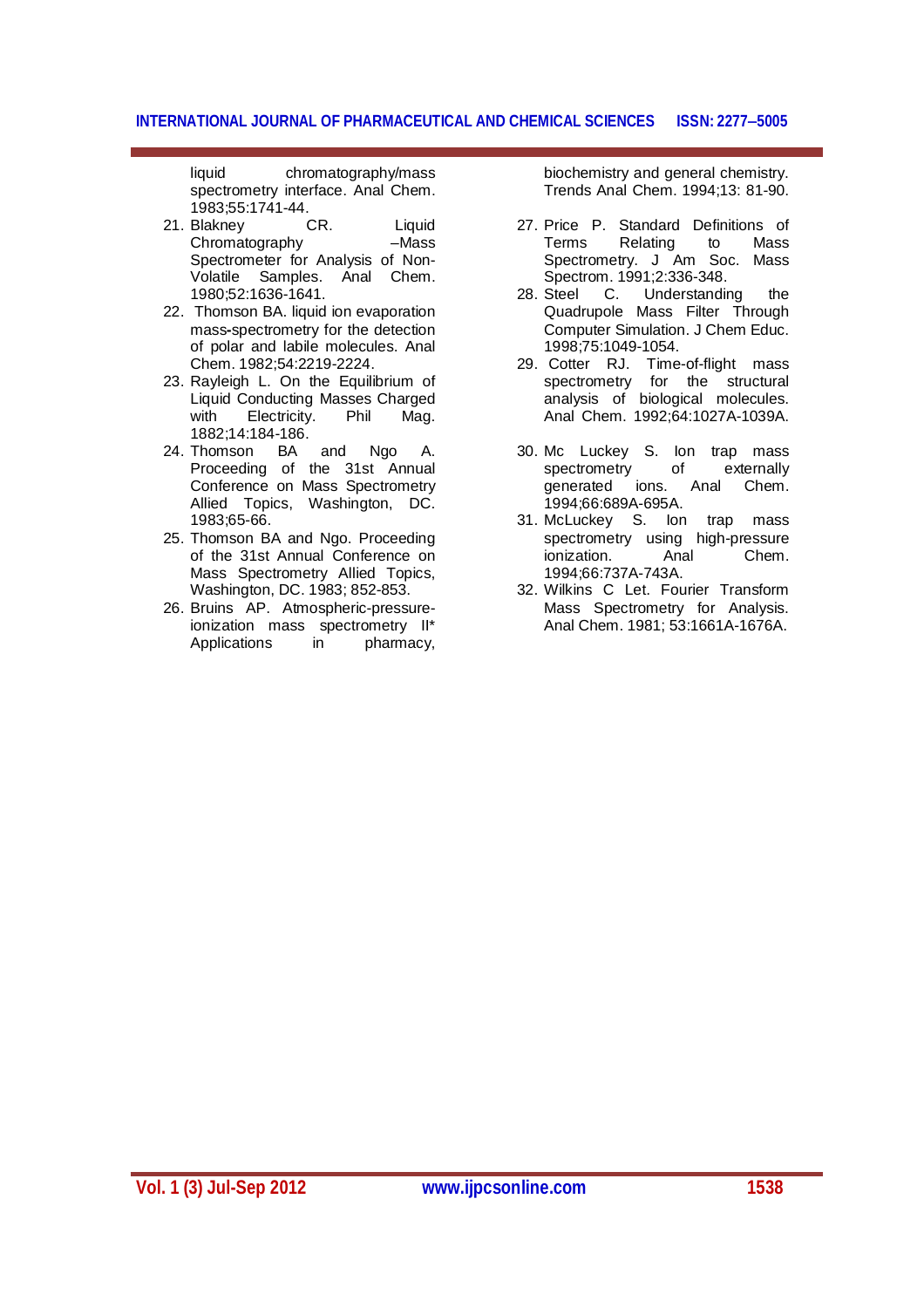liquid chromatography/mass spectrometry interface. Anal Chem. 1983;55:1741-44.

21. Blakney CR. Liquid Chromatography –Mass Spectrometer for Analysis of Non-Volatile Samples. Anal Chem. 1980;52:1636-1641.
22. Thomson BA. liquid ion evaporation mass-spectrometry for the detection of polar and labile molecules. Anal Chem. 1982;54:2219-2224.
23. Rayleigh L. On the Equilibrium of Liquid Conducting Masses Charged with Electricity. Phil Mag. 1882;14:184-186.
24. Thomson BA and Ngo A. Proceeding of the 31st Annual Conference on Mass Spectrometry Allied Topics, Washington, DC. 1983;65-66.
25. Thomson BA and Ngo. Proceeding of the 31st Annual Conference on Mass Spectrometry Allied Topics, Washington, DC. 1983; 852-853.
26. Bruins AP. Atmospheric-pressure-ionization mass spectrometry II* Applications in pharmacy, biochemistry and general chemistry. Trends Anal Chem. 1994;13: 81-90.
27. Price P. Standard Definitions of Terms Relating to Mass Spectrometry. J Am Soc. Mass Spectrom. 1991;2:336-348.
28. Steel C. Understanding the Quadrupole Mass Filter Through Computer Simulation. J Chem Educ. 1998;75:1049-1054.
29. Cotter RJ. Time-of-flight mass spectrometry for the structural analysis of biological molecules. Anal Chem. 1992;64:1027A-1039A.
30. Mc Luckey S. Ion trap mass spectrometry of externally generated ions. Anal Chem. 1994;66:689A-695A.
31. McLuckey S. Ion trap mass spectrometry using high-pressure ionization. Anal Chem. 1994;66:737A-743A.
32. Wilkins C Let. Fourier Transform Mass Spectrometry for Analysis. Anal Chem. 1981; 53:1661A-1676A.